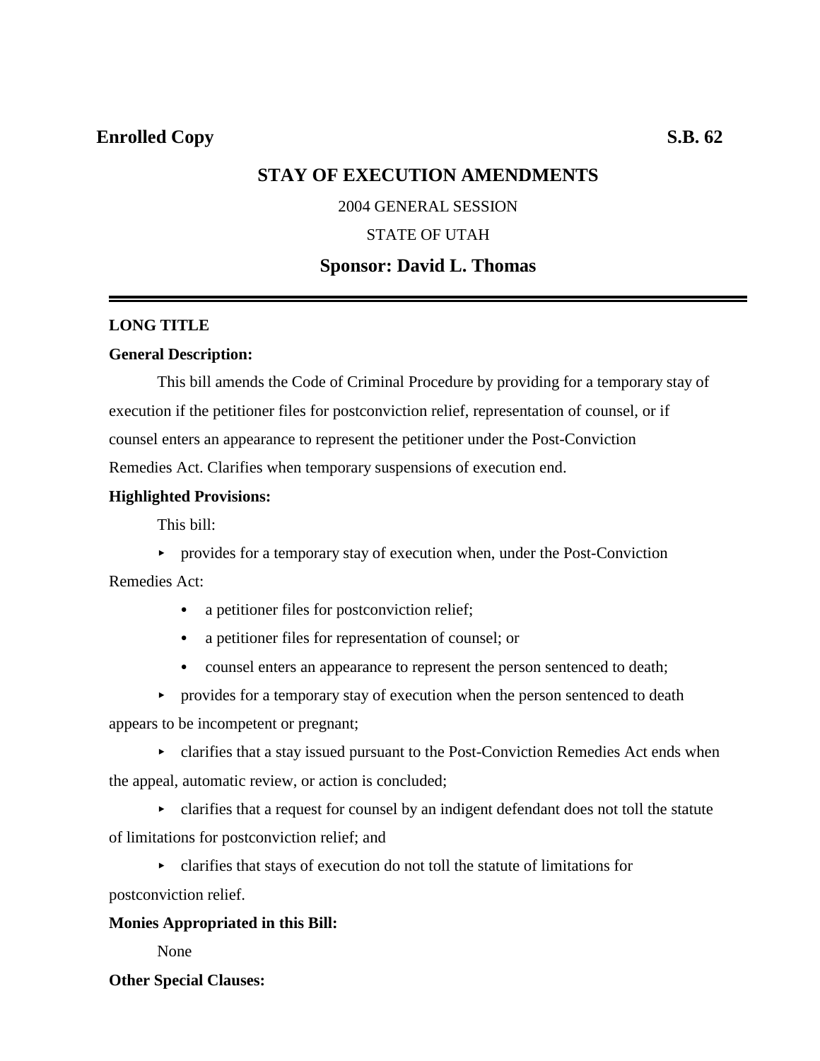**Enrolled Copy** **S.B. 62**

# STAY OF EXECUTION AMENDMENTS

2004 GENERAL SESSION

STATE OF UTAH

## Sponsor: David L. Thomas

---

**LONG TITLE**

**General Description:**

This bill amends the Code of Criminal Procedure by providing for a temporary stay of execution if the petitioner files for postconviction relief, representation of counsel, or if counsel enters an appearance to represent the petitioner under the Post-Conviction Remedies Act. Clarifies when temporary suspensions of execution end.

**Highlighted Provisions:**

This bill:

- provides for a temporary stay of execution when, under the Post-Conviction Remedies Act:
  - a petitioner files for postconviction relief;
  - a petitioner files for representation of counsel; or
  - counsel enters an appearance to represent the person sentenced to death;
- provides for a temporary stay of execution when the person sentenced to death appears to be incompetent or pregnant;
- clarifies that a stay issued pursuant to the Post-Conviction Remedies Act ends when the appeal, automatic review, or action is concluded;
- clarifies that a request for counsel by an indigent defendant does not toll the statute of limitations for postconviction relief; and
- clarifies that stays of execution do not toll the statute of limitations for postconviction relief.

**Monies Appropriated in this Bill:**

None

**Other Special Clauses:**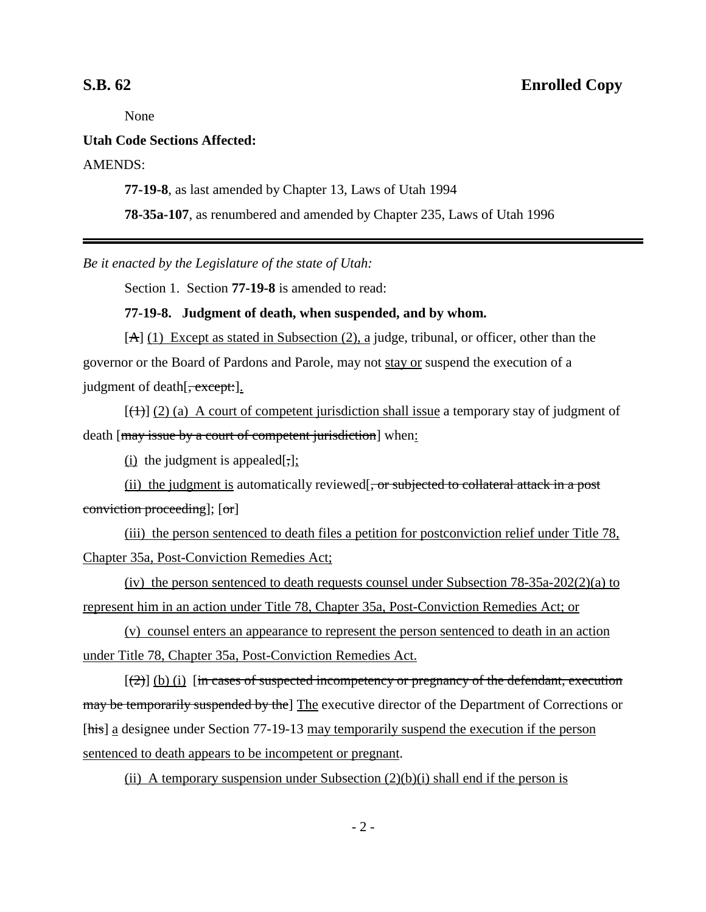None

**Utah Code Sections Affected:**

AMENDS:

**77-19-8**, as last amended by Chapter 13, Laws of Utah 1994

**78-35a-107**, as renumbered and amended by Chapter 235, Laws of Utah 1996

---

*Be it enacted by the Legislature of the state of Utah:*

Section 1. Section **77-19-8** is amended to read:

**77-19-8. Judgment of death, when suspended, and by whom.**

[~~A~~] (1) Except as stated in Subsection (2), a judge, tribunal, or officer, other than the governor or the Board of Pardons and Parole, may not stay or suspend the execution of a judgment of death[~~, except:~~].

[~~(1)~~] (2) (a) A court of competent jurisdiction shall issue a temporary stay of judgment of death [~~may issue by a court of competent jurisdiction~~] when:

(i) the judgment is appealed[~~,~~];

(ii) the judgment is automatically reviewed[~~, or subjected to collateral attack in a post conviction proceeding~~]; [~~or~~]

(iii) the person sentenced to death files a petition for postconviction relief under Title 78, Chapter 35a, Post-Conviction Remedies Act;

(iv) the person sentenced to death requests counsel under Subsection 78-35a-202(2)(a) to represent him in an action under Title 78, Chapter 35a, Post-Conviction Remedies Act; or

(v) counsel enters an appearance to represent the person sentenced to death in an action under Title 78, Chapter 35a, Post-Conviction Remedies Act.

[~~(2)~~] (b) (i) [~~in cases of suspected incompetency or pregnancy of the defendant, execution may be temporarily suspended by the~~] The executive director of the Department of Corrections or [~~his~~] a designee under Section 77-19-13 may temporarily suspend the execution if the person sentenced to death appears to be incompetent or pregnant.

(ii) A temporary suspension under Subsection (2)(b)(i) shall end if the person is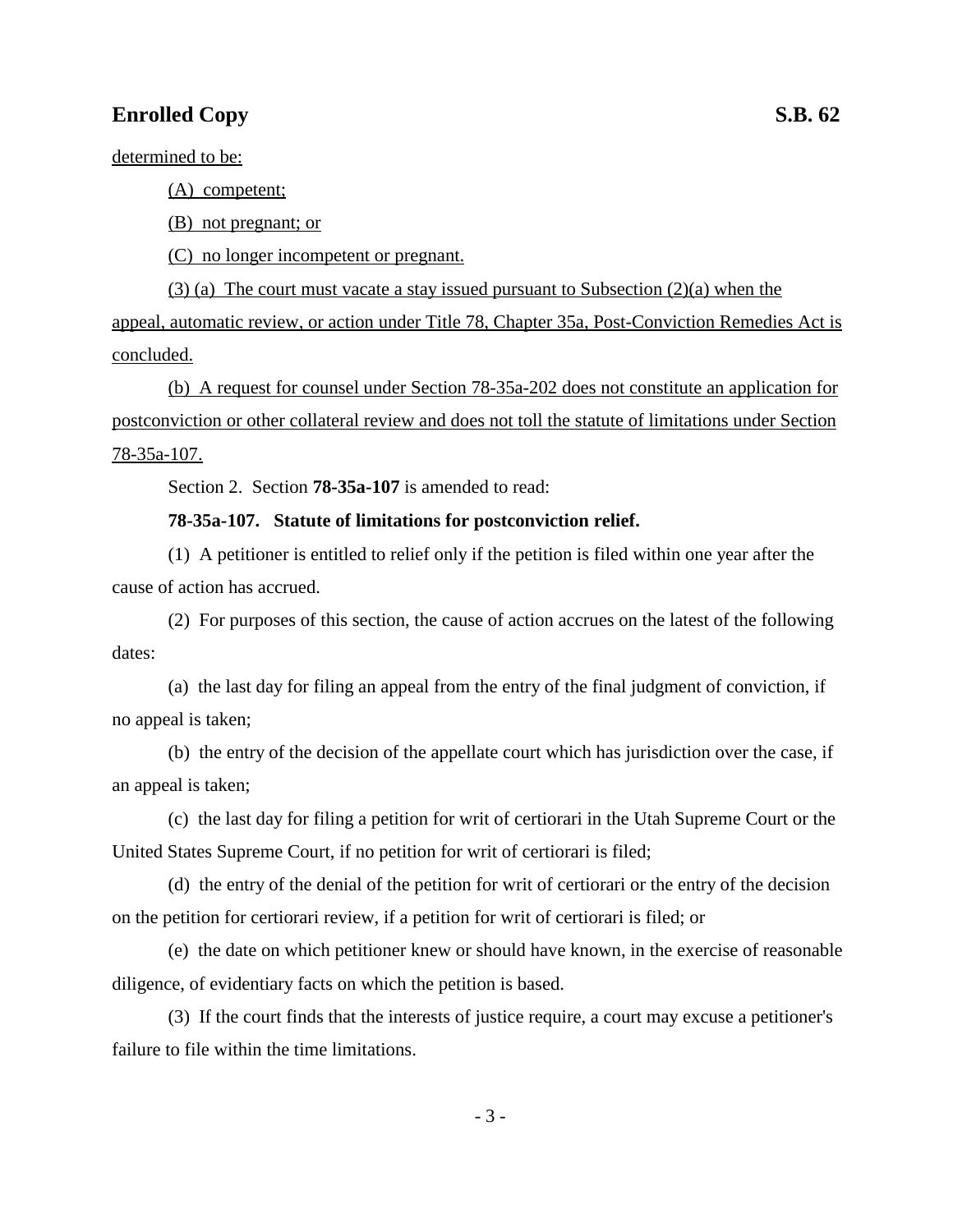determined to be:

(A) competent;

(B) not pregnant; or

(C) no longer incompetent or pregnant.

(3) (a) The court must vacate a stay issued pursuant to Subsection (2)(a) when the appeal, automatic review, or action under Title 78, Chapter 35a, Post-Conviction Remedies Act is concluded.

(b) A request for counsel under Section 78-35a-202 does not constitute an application for postconviction or other collateral review and does not toll the statute of limitations under Section 78-35a-107.

Section 2. Section **78-35a-107** is amended to read:

**78-35a-107. Statute of limitations for postconviction relief.**

(1) A petitioner is entitled to relief only if the petition is filed within one year after the cause of action has accrued.

(2) For purposes of this section, the cause of action accrues on the latest of the following dates:

(a) the last day for filing an appeal from the entry of the final judgment of conviction, if no appeal is taken;

(b) the entry of the decision of the appellate court which has jurisdiction over the case, if an appeal is taken;

(c) the last day for filing a petition for writ of certiorari in the Utah Supreme Court or the United States Supreme Court, if no petition for writ of certiorari is filed;

(d) the entry of the denial of the petition for writ of certiorari or the entry of the decision on the petition for certiorari review, if a petition for writ of certiorari is filed; or

(e) the date on which petitioner knew or should have known, in the exercise of reasonable diligence, of evidentiary facts on which the petition is based.

(3) If the court finds that the interests of justice require, a court may excuse a petitioner's failure to file within the time limitations.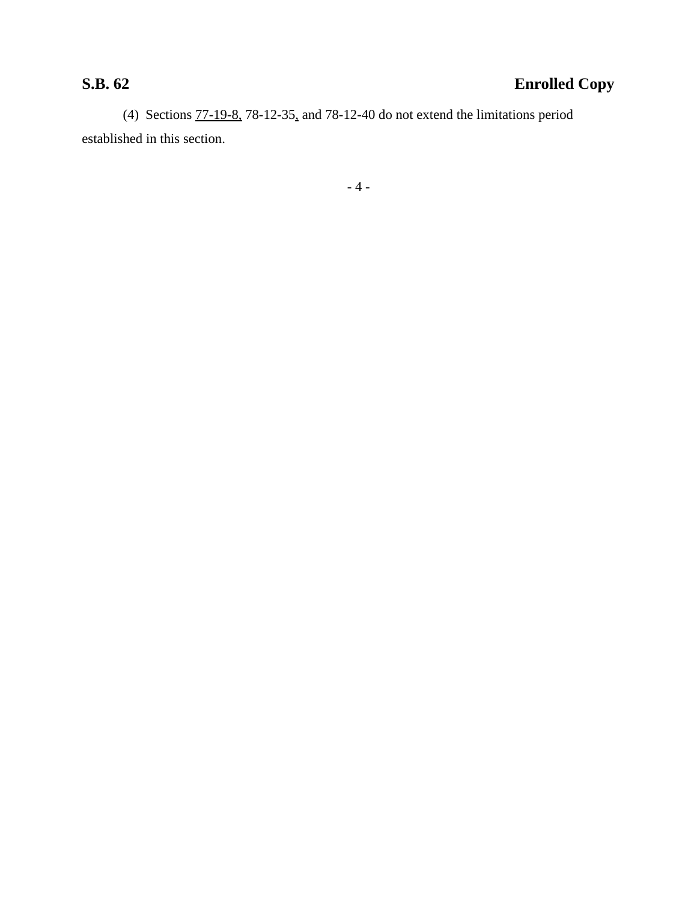(4) Sections 77-19-8, 78-12-35, and 78-12-40 do not extend the limitations period established in this section.